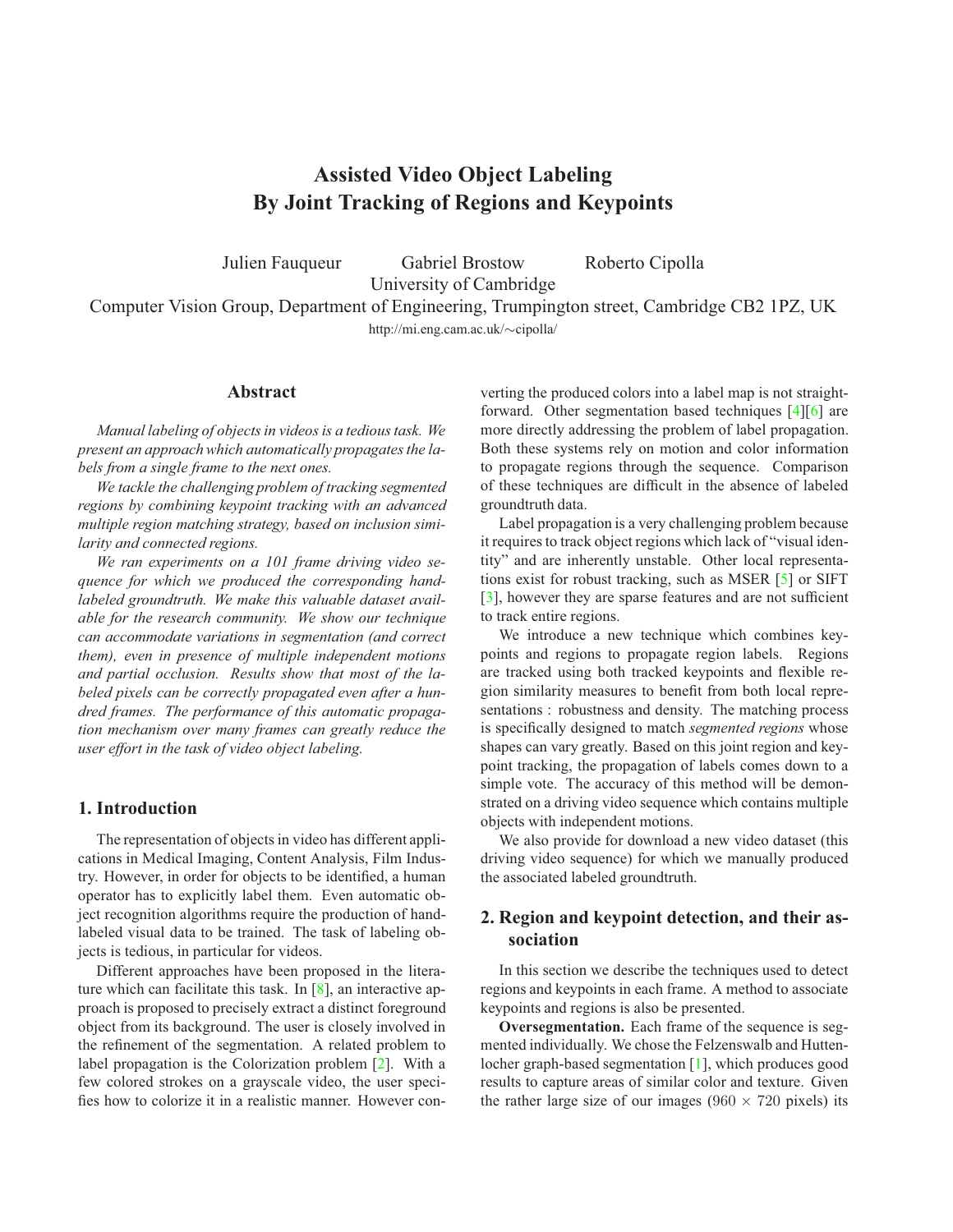# Assisted Video Object Labeling
# By Joint Tracking of Regions and Keypoints

Julien Fauqueur Gabriel Brostow Roberto Cipolla

University of Cambridge

Computer Vision Group, Department of Engineering, Trumpington street, Cambridge CB2 1PZ, UK

http://mi.eng.cam.ac.uk/∼cipolla/

## Abstract

*Manual labeling of objects in videos is a tedious task. We present an approach which automatically propagates the labels from a single frame to the next ones.*

*We tackle the challenging problem of tracking segmented regions by combining keypoint tracking with an advanced multiple region matching strategy, based on inclusion similarity and connected regions.*

*We ran experiments on a 101 frame driving video sequence for which we produced the corresponding hand-labeled groundtruth. We make this valuable dataset available for the research community. We show our technique can accommodate variations in segmentation (and correct them), even in presence of multiple independent motions and partial occlusion. Results show that most of the labeled pixels can be correctly propagated even after a hundred frames. The performance of this automatic propagation mechanism over many frames can greatly reduce the user effort in the task of video object labeling.*

## 1. Introduction

The representation of objects in video has different applications in Medical Imaging, Content Analysis, Film Industry. However, in order for objects to be identified, a human operator has to explicitly label them. Even automatic object recognition algorithms require the production of hand-labeled visual data to be trained. The task of labeling objects is tedious, in particular for videos.

Different approaches have been proposed in the literature which can facilitate this task. In [8], an interactive approach is proposed to precisely extract a distinct foreground object from its background. The user is closely involved in the refinement of the segmentation. A related problem to label propagation is the Colorization problem [2]. With a few colored strokes on a grayscale video, the user specifies how to colorize it in a realistic manner. However converting the produced colors into a label map is not straightforward. Other segmentation based techniques [4][6] are more directly addressing the problem of label propagation. Both these systems rely on motion and color information to propagate regions through the sequence. Comparison of these techniques are difficult in the absence of labeled groundtruth data.

Label propagation is a very challenging problem because it requires to track object regions which lack of "visual identity" and are inherently unstable. Other local representations exist for robust tracking, such as MSER [5] or SIFT [3], however they are sparse features and are not sufficient to track entire regions.

We introduce a new technique which combines keypoints and regions to propagate region labels. Regions are tracked using both tracked keypoints and flexible region similarity measures to benefit from both local representations : robustness and density. The matching process is specifically designed to match *segmented regions* whose shapes can vary greatly. Based on this joint region and keypoint tracking, the propagation of labels comes down to a simple vote. The accuracy of this method will be demonstrated on a driving video sequence which contains multiple objects with independent motions.

We also provide for download a new video dataset (this driving video sequence) for which we manually produced the associated labeled groundtruth.

## 2. Region and keypoint detection, and their association

In this section we describe the techniques used to detect regions and keypoints in each frame. A method to associate keypoints and regions is also be presented.

**Oversegmentation.** Each frame of the sequence is segmented individually. We chose the Felzenswalb and Huttenlocher graph-based segmentation [1], which produces good results to capture areas of similar color and texture. Given the rather large size of our images ($960 \times 720$ pixels) its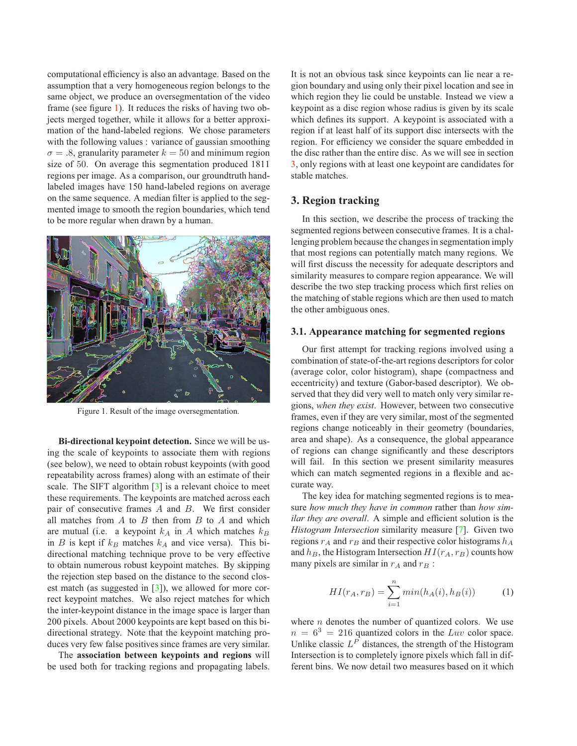computational efficiency is also an advantage. Based on the assumption that a very homogeneous region belongs to the same object, we produce an oversegmentation of the video frame (see figure 1). It reduces the risks of having two objects merged together, while it allows for a better approximation of the hand-labeled regions. We chose parameters with the following values : variance of gaussian smoothing $\sigma = .8$, granularity parameter $k = 50$ and minimum region size of 50. On average this segmentation produced 1811 regions per image. As a comparison, our groundtruth hand-labeled images have 150 hand-labeled regions on average on the same sequence. A median filter is applied to the segmented image to smooth the region boundaries, which tend to be more regular when drawn by a human.

Figure 1. Result of the image oversegmentation.

**Bi-directional keypoint detection.** Since we will be using the scale of keypoints to associate them with regions (see below), we need to obtain robust keypoints (with good repeatability across frames) along with an estimate of their scale. The SIFT algorithm [3] is a relevant choice to meet these requirements. The keypoints are matched across each pair of consecutive frames $A$ and $B$. We first consider all matches from $A$ to $B$ then from $B$ to $A$ and which are mutual (i.e. a keypoint $k_A$ in $A$ which matches $k_B$ in $B$ is kept if $k_B$ matches $k_A$ and vice versa). This bi-directional matching technique prove to be very effective to obtain numerous robust keypoint matches. By skipping the rejection step based on the distance to the second closest match (as suggested in [3]), we allowed for more correct keypoint matches. We also reject matches for which the inter-keypoint distance in the image space is larger than 200 pixels. About 2000 keypoints are kept based on this bi-directional strategy. Note that the keypoint matching produces very few false positives since frames are very similar.

The **association between keypoints and regions** will be used both for tracking regions and propagating labels. It is not an obvious task since keypoints can lie near a region boundary and using only their pixel location and see in which region they lie could be unstable. Instead we view a keypoint as a disc region whose radius is given by its scale which defines its support. A keypoint is associated with a region if at least half of its support disc intersects with the region. For efficiency we consider the square embedded in the disc rather than the entire disc. As we will see in section 3, only regions with at least one keypoint are candidates for stable matches.

## 3. Region tracking

In this section, we describe the process of tracking the segmented regions between consecutive frames. It is a challenging problem because the changes in segmentation imply that most regions can potentially match many regions. We will first discuss the necessity for adequate descriptors and similarity measures to compare region appearance. We will describe the two step tracking process which first relies on the matching of stable regions which are then used to match the other ambiguous ones.

### 3.1. Appearance matching for segmented regions

Our first attempt for tracking regions involved using a combination of state-of-the-art regions descriptors for color (average color, color histogram), shape (compactness and eccentricity) and texture (Gabor-based descriptor). We observed that they did very well to match only very similar regions, *when they exist*. However, between two consecutive frames, even if they are very similar, most of the segmented regions change noticeably in their geometry (boundaries, area and shape). As a consequence, the global appearance of regions can change significantly and these descriptors will fail. In this section we present similarity measures which can match segmented regions in a flexible and accurate way.

The key idea for matching segmented regions is to measure *how much they have in common* rather than *how similar they are overall*. A simple and efficient solution is the *Histogram Intersection* similarity measure [7]. Given two regions $r_A$ and $r_B$ and their respective color histograms $h_A$ and $h_B$, the Histogram Intersection $HI(r_A, r_B)$ counts how many pixels are similar in $r_A$ and $r_B$ :

$$HI(r_A, r_B) = \sum_{i=1}^{n} min(h_A(i), h_B(i)) \qquad (1)$$

where $n$ denotes the number of quantized colors. We use $n = 6^3 = 216$ quantized colors in the $Luv$ color space. Unlike classic $L^P$ distances, the strength of the Histogram Intersection is to completely ignore pixels which fall in different bins. We now detail two measures based on it which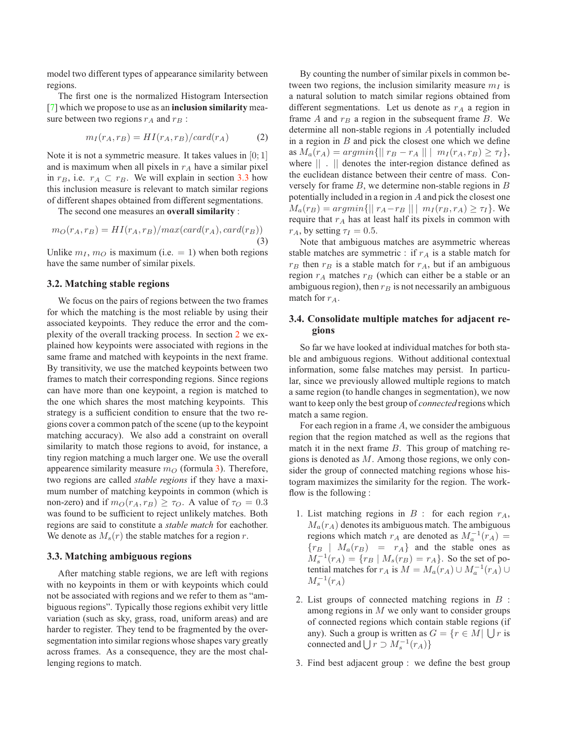model two different types of appearance similarity between regions.

The first one is the normalized Histogram Intersection [7] which we propose to use as an **inclusion similarity** measure between two regions $r_A$ and $r_B$ :

$$m_I(r_A, r_B) = HI(r_A, r_B)/card(r_A) \quad (2)$$

Note it is not a symmetric measure. It takes values in $[0; 1]$ and is maximum when all pixels in $r_A$ have a similar pixel in $r_B$, i.e. $r_A \subset r_B$. We will explain in section 3.3 how this inclusion measure is relevant to match similar regions of different shapes obtained from different segmentations.

The second one measures an **overall similarity** :

$$m_O(r_A, r_B) = HI(r_A, r_B)/max(card(r_A), card(r_B)) \quad (3)$$

Unlike $m_I$, $m_O$ is maximum (i.e. $= 1$) when both regions have the same number of similar pixels.

### 3.2. Matching stable regions

We focus on the pairs of regions between the two frames for which the matching is the most reliable by using their associated keypoints. They reduce the error and the complexity of the overall tracking process. In section 2 we explained how keypoints were associated with regions in the same frame and matched with keypoints in the next frame. By transitivity, we use the matched keypoints between two frames to match their corresponding regions. Since regions can have more than one keypoint, a region is matched to the one which shares the most matching keypoints. This strategy is a sufficient condition to ensure that the two regions cover a common patch of the scene (up to the keypoint matching accuracy). We also add a constraint on overall similarity to match those regions to avoid, for instance, a tiny region matching a much larger one. We use the overall appearence similarity measure $m_O$ (formula 3). Therefore, two regions are called *stable regions* if they have a maximum number of matching keypoints in common (which is non-zero) and if $m_O(r_A, r_B) \geq \tau_O$. A value of $\tau_O = 0.3$ was found to be sufficient to reject unlikely matches. Both regions are said to constitute a *stable match* for eachother. We denote as $M_s(r)$ the stable matches for a region $r$.

### 3.3. Matching ambiguous regions

After matching stable regions, we are left with regions with no keypoints in them or with keypoints which could not be associated with regions and we refer to them as "ambiguous regions". Typically those regions exhibit very little variation (such as sky, grass, road, uniform areas) and are harder to register. They tend to be fragmented by the over-segmentation into similar regions whose shapes vary greatly across frames. As a consequence, they are the most challenging regions to match.

By counting the number of similar pixels in common between two regions, the inclusion similarity measure $m_I$ is a natural solution to match similar regions obtained from different segmentations. Let us denote as $r_A$ a region in frame $A$ and $r_B$ a region in the subsequent frame $B$. We determine all non-stable regions in $A$ potentially included in a region in $B$ and pick the closest one which we define as $M_a(r_A) = argmin\{|| r_B - r_A || \mid m_I(r_A, r_B) \geq \tau_I\}$, where $|| \, . \, ||$ denotes the inter-region distance defined as the euclidean distance between their centre of mass. Conversely for frame $B$, we determine non-stable regions in $B$ potentially included in a region in $A$ and pick the closest one $M_a(r_B) = argmin\{|| r_A - r_B || \mid m_I(r_B, r_A) \geq \tau_I\}$. We require that $r_A$ has at least half its pixels in common with $r_A$, by setting $\tau_I = 0.5$.

Note that ambiguous matches are asymmetric whereas stable matches are symmetric : if $r_A$ is a stable match for $r_B$ then $r_B$ is a stable match for $r_A$, but if an ambiguous region $r_A$ matches $r_B$ (which can either be a stable or an ambiguous region), then $r_B$ is not necessarily an ambiguous match for $r_A$.

### 3.4. Consolidate multiple matches for adjacent regions

So far we have looked at individual matches for both stable and ambiguous regions. Without additional contextual information, some false matches may persist. In particular, since we previously allowed multiple regions to match a same region (to handle changes in segmentation), we now want to keep only the best group of *connected* regions which match a same region.

For each region in a frame $A$, we consider the ambiguous region that the region matched as well as the regions that match it in the next frame $B$. This group of matching regions is denoted as $M$. Among those regions, we only consider the group of connected matching regions whose histogram maximizes the similarity for the region. The workflow is the following :

1. List matching regions in $B$ : for each region $r_A$, $M_a(r_A)$ denotes its ambiguous match. The ambiguous regions which match $r_A$ are denoted as $M_a^{-1}(r_A) = \{r_B \mid M_a(r_B) = r_A\}$ and the stable ones as $M_s^{-1}(r_A) = \{r_B \mid M_s(r_B) = r_A\}$. So the set of potential matches for $r_A$ is $M = M_a(r_A) \cup M_a^{-1}(r_A) \cup M_s^{-1}(r_A)$
2. List groups of connected matching regions in $B$ : among regions in $M$ we only want to consider groups of connected regions which contain stable regions (if any). Such a group is written as $G = \{r \in M \mid \bigcup r$ is connected and $\bigcup r \supset M_s^{-1}(r_A)\}$
3. Find best adjacent group : we define the best group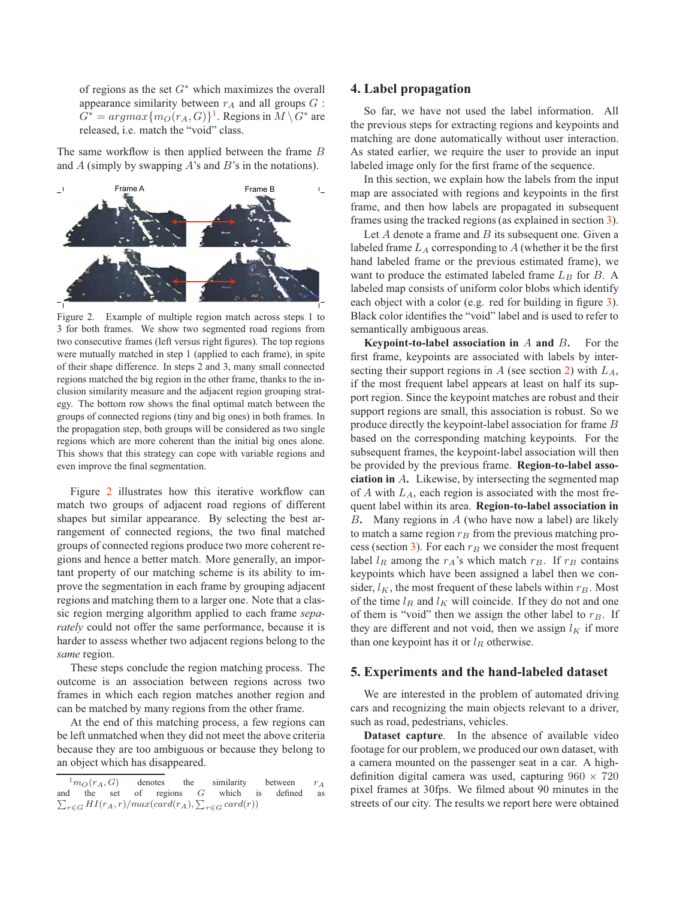of regions as the set $G^*$ which maximizes the overall appearance similarity between $r_A$ and all groups $G$ : $G^* = argmax\{m_O(r_A, G)\}$[1]. Regions in $M \setminus G^*$ are released, i.e. match the "void" class.

The same workflow is then applied between the frame $B$ and $A$ (simply by swapping $A$'s and $B$'s in the notations).

Figure 2. Example of multiple region match across steps 1 to 3 for both frames. We show two segmented road regions from two consecutive frames (left versus right figures). The top regions were mutually matched in step 1 (applied to each frame), in spite of their shape difference. In steps 2 and 3, many small connected regions matched the big region in the other frame, thanks to the inclusion similarity measure and the adjacent region grouping strategy. The bottom row shows the final optimal match between the groups of connected regions (tiny and big ones) in both frames. In the propagation step, both groups will be considered as two single regions which are more coherent than the initial big ones alone. This shows that this strategy can cope with variable regions and even improve the final segmentation.

Figure 2 illustrates how this iterative workflow can match two groups of adjacent road regions of different shapes but similar appearance. By selecting the best arrangement of connected regions, the two final matched groups of connected regions produce two more coherent regions and hence a better match. More generally, an important property of our matching scheme is its ability to improve the segmentation in each frame by grouping adjacent regions and matching them to a larger one. Note that a classic region merging algorithm applied to each frame *separately* could not offer the same performance, because it is harder to assess whether two adjacent regions belong to the *same* region.

These steps conclude the region matching process. The outcome is an association between regions across two frames in which each region matches another region and can be matched by many regions from the other frame.

At the end of this matching process, a few regions can be left unmatched when they did not meet the above criteria because they are too ambiguous or because they belong to an object which has disappeared.

[1] $m_O(r_A, G)$ denotes the similarity between $r_A$ and the set of regions $G$ which is defined as $\sum_{r \in G} HI(r_A, r) / max(card(r_A), \sum_{r \in G} card(r))$

## 4. Label propagation

So far, we have not used the label information. All the previous steps for extracting regions and keypoints and matching are done automatically without user interaction. As stated earlier, we require the user to provide an input labeled image only for the first frame of the sequence.

In this section, we explain how the labels from the input map are associated with regions and keypoints in the first frame, and then how labels are propagated in subsequent frames using the tracked regions (as explained in section 3).

Let $A$ denote a frame and $B$ its subsequent one. Given a labeled frame $L_A$ corresponding to $A$ (whether it be the first hand labeled frame or the previous estimated frame), we want to produce the estimated labeled frame $L_B$ for $B$. A labeled map consists of uniform color blobs which identify each object with a color (e.g. red for building in figure 3). Black color identifies the "void" label and is used to refer to semantically ambiguous areas.

**Keypoint-to-label association in $A$ and $B$.** For the first frame, keypoints are associated with labels by intersecting their support regions in $A$ (see section 2) with $L_A$, if the most frequent label appears at least on half its support region. Since the keypoint matches are robust and their support regions are small, this association is robust. So we produce directly the keypoint-label association for frame $B$ based on the corresponding matching keypoints. For the subsequent frames, the keypoint-label association will then be provided by the previous frame. **Region-to-label association in $A$.** Likewise, by intersecting the segmented map of $A$ with $L_A$, each region is associated with the most frequent label within its area. **Region-to-label association in $B$.** Many regions in $A$ (who have now a label) are likely to match a same region $r_B$ from the previous matching process (section 3). For each $r_B$ we consider the most frequent label $l_R$ among the $r_A$'s which match $r_B$. If $r_B$ contains keypoints which have been assigned a label then we consider, $l_K$, the most frequent of these labels within $r_B$. Most of the time $l_R$ and $l_K$ will coincide. If they do not and one of them is "void" then we assign the other label to $r_B$. If they are different and not void, then we assign $l_K$ if more than one keypoint has it or $l_R$ otherwise.

## 5. Experiments and the hand-labeled dataset

We are interested in the problem of automated driving cars and recognizing the main objects relevant to a driver, such as road, pedestrians, vehicles.

**Dataset capture**. In the absence of available video footage for our problem, we produced our own dataset, with a camera mounted on the passenger seat in a car. A high-definition digital camera was used, capturing $960 \times 720$ pixel frames at 30fps. We filmed about 90 minutes in the streets of our city. The results we report here were obtained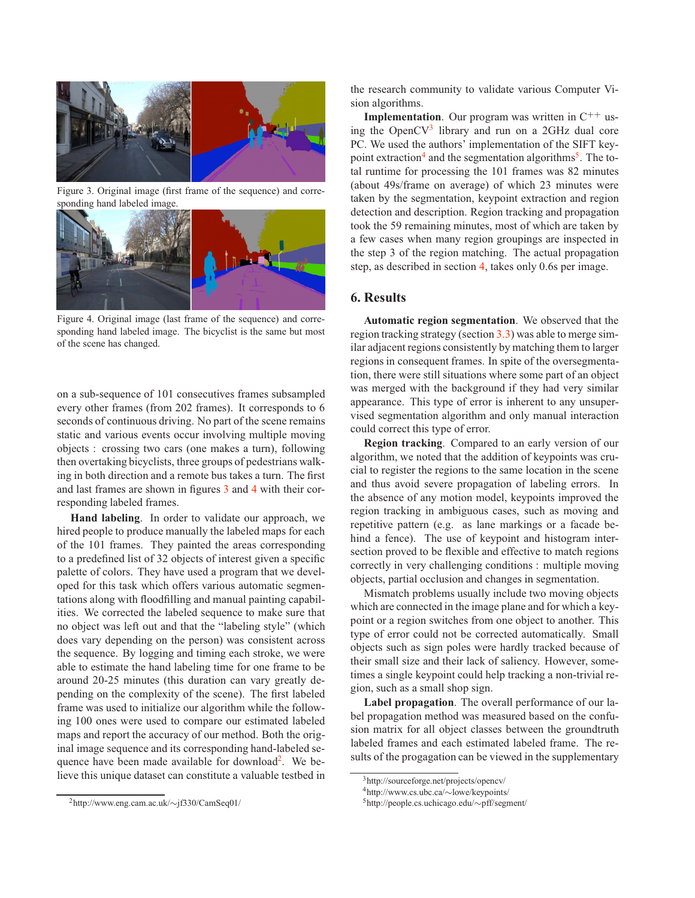Figure 3. Original image (first frame of the sequence) and corresponding hand labeled image.

Figure 4. Original image (last frame of the sequence) and corresponding hand labeled image. The bicyclist is the same but most of the scene has changed.

on a sub-sequence of 101 consecutives frames subsampled every other frames (from 202 frames). It corresponds to 6 seconds of continuous driving. No part of the scene remains static and various events occur involving multiple moving objects : crossing two cars (one makes a turn), following then overtaking bicyclists, three groups of pedestrians walking in both direction and a remote bus takes a turn. The first and last frames are shown in figures 3 and 4 with their corresponding labeled frames.

**Hand labeling**. In order to validate our approach, we hired people to produce manually the labeled maps for each of the 101 frames. They painted the areas corresponding to a predefined list of 32 objects of interest given a specific palette of colors. They have used a program that we developed for this task which offers various automatic segmentations along with floodfilling and manual painting capabilities. We corrected the labeled sequence to make sure that no object was left out and that the "labeling style" (which does vary depending on the person) was consistent across the sequence. By logging and timing each stroke, we were able to estimate the hand labeling time for one frame to be around 20-25 minutes (this duration can vary greatly depending on the complexity of the scene). The first labeled frame was used to initialize our algorithm while the following 100 ones were used to compare our estimated labeled maps and report the accuracy of our method. Both the original image sequence and its corresponding hand-labeled sequence have been made available for download[2]. We believe this unique dataset can constitute a valuable testbed in the research community to validate various Computer Vision algorithms.

**Implementation**. Our program was written in C++ using the OpenCV[3] library and run on a 2GHz dual core PC. We used the authors' implementation of the SIFT keypoint extraction[4] and the segmentation algorithms[5]. The total runtime for processing the 101 frames was 82 minutes (about 49s/frame on average) of which 23 minutes were taken by the segmentation, keypoint extraction and region detection and description. Region tracking and propagation took the 59 remaining minutes, most of which are taken by a few cases when many region groupings are inspected in the step 3 of the region matching. The actual propagation step, as described in section 4, takes only 0.6s per image.

## 6. Results

**Automatic region segmentation**. We observed that the region tracking strategy (section 3.3) was able to merge similar adjacent regions consistently by matching them to larger regions in consequent frames. In spite of the oversegmentation, there were still situations where some part of an object was merged with the background if they had very similar appearance. This type of error is inherent to any unsupervised segmentation algorithm and only manual interaction could correct this type of error.

**Region tracking**. Compared to an early version of our algorithm, we noted that the addition of keypoints was crucial to register the regions to the same location in the scene and thus avoid severe propagation of labeling errors. In the absence of any motion model, keypoints improved the region tracking in ambiguous cases, such as moving and repetitive pattern (e.g. as lane markings or a facade behind a fence). The use of keypoint and histogram intersection proved to be flexible and effective to match regions correctly in very challenging conditions : multiple moving objects, partial occlusion and changes in segmentation.

Mismatch problems usually include two moving objects which are connected in the image plane and for which a keypoint or a region switches from one object to another. This type of error could not be corrected automatically. Small objects such as sign poles were hardly tracked because of their small size and their lack of saliency. However, sometimes a single keypoint could help tracking a non-trivial region, such as a small shop sign.

**Label propagation**. The overall performance of our label propagation method was measured based on the confusion matrix for all object classes between the groundtruth labeled frames and each estimated labeled frame. The results of the progagation can be viewed in the supplementary

---

[2] http://www.eng.cam.ac.uk/∼jf330/CamSeq01/

[3] http://sourceforge.net/projects/opencv/

[4] http://www.cs.ubc.ca/∼lowe/keypoints/

[5] http://people.cs.uchicago.edu/∼pff/segment/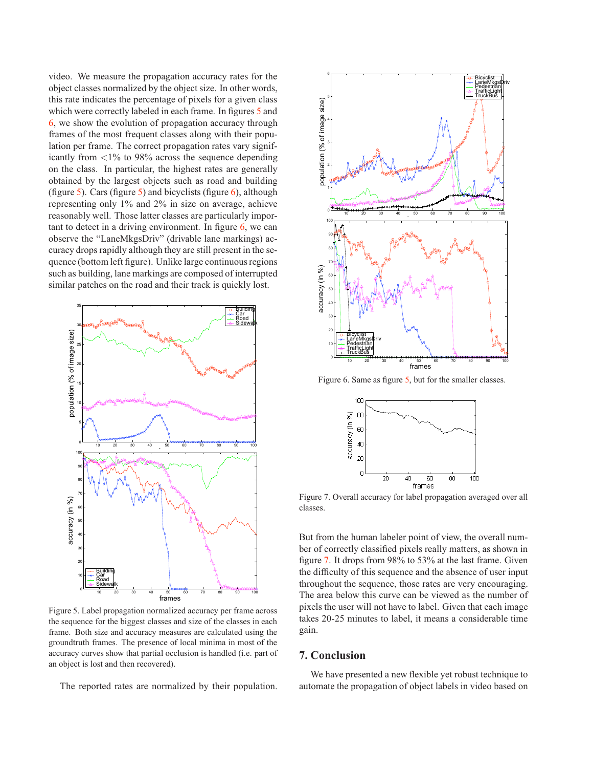video. We measure the propagation accuracy rates for the object classes normalized by the object size. In other words, this rate indicates the percentage of pixels for a given class which were correctly labeled in each frame. In figures 5 and 6, we show the evolution of propagation accuracy through frames of the most frequent classes along with their population per frame. The correct propagation rates vary significantly from <1% to 98% across the sequence depending on the class. In particular, the highest rates are generally obtained by the largest objects such as road and building (figure 5). Cars (figure 5) and bicyclists (figure 6), although representing only 1% and 2% in size on average, achieve reasonably well. Those latter classes are particularly important to detect in a driving environment. In figure 6, we can observe the "LaneMkgsDriv" (drivable lane markings) accuracy drops rapidly although they are still present in the sequence (bottom left figure). Unlike large continuous regions such as building, lane markings are composed of interrupted similar patches on the road and their track is quickly lost.

Figure 5. Label propagation normalized accuracy per frame across the sequence for the biggest classes and size of the classes in each frame. Both size and accuracy measures are calculated using the groundtruth frames. The presence of local minima in most of the accuracy curves show that partial occlusion is handled (i.e. part of an object is lost and then recovered).

The reported rates are normalized by their population.

Figure 6. Same as figure 5, but for the smaller classes.

Figure 7. Overall accuracy for label propagation averaged over all classes.

But from the human labeler point of view, the overall number of correctly classified pixels really matters, as shown in figure 7. It drops from 98% to 53% at the last frame. Given the difficulty of this sequence and the absence of user input throughout the sequence, those rates are very encouraging. The area below this curve can be viewed as the number of pixels the user will not have to label. Given that each image takes 20-25 minutes to label, it means a considerable time gain.

## 7. Conclusion

We have presented a new flexible yet robust technique to automate the propagation of object labels in video based on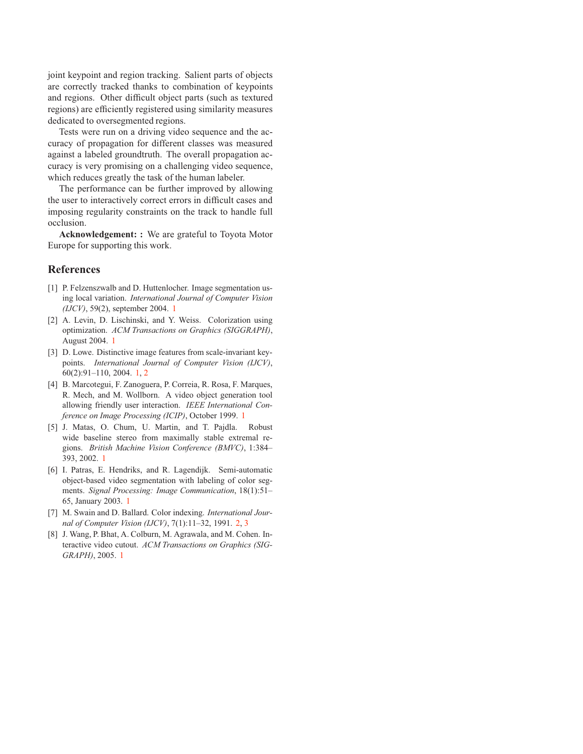joint keypoint and region tracking. Salient parts of objects are correctly tracked thanks to combination of keypoints and regions. Other difficult object parts (such as textured regions) are efficiently registered using similarity measures dedicated to oversegmented regions.

Tests were run on a driving video sequence and the accuracy of propagation for different classes was measured against a labeled groundtruth. The overall propagation accuracy is very promising on a challenging video sequence, which reduces greatly the task of the human labeler.

The performance can be further improved by allowing the user to interactively correct errors in difficult cases and imposing regularity constraints on the track to handle full occlusion.

**Acknowledgement: :** We are grateful to Toyota Motor Europe for supporting this work.

## References

[1] P. Felzenszwalb and D. Huttenlocher. Image segmentation using local variation. *International Journal of Computer Vision (IJCV)*, 59(2), september 2004. 1

[2] A. Levin, D. Lischinski, and Y. Weiss. Colorization using optimization. *ACM Transactions on Graphics (SIGGRAPH)*, August 2004. 1

[3] D. Lowe. Distinctive image features from scale-invariant keypoints. *International Journal of Computer Vision (IJCV)*, 60(2):91–110, 2004. 1, 2

[4] B. Marcotegui, F. Zanoguera, P. Correia, R. Rosa, F. Marques, R. Mech, and M. Wollborn. A video object generation tool allowing friendly user interaction. *IEEE International Conference on Image Processing (ICIP)*, October 1999. 1

[5] J. Matas, O. Chum, U. Martin, and T. Pajdla. Robust wide baseline stereo from maximally stable extremal regions. *British Machine Vision Conference (BMVC)*, 1:384–393, 2002. 1

[6] I. Patras, E. Hendriks, and R. Lagendijk. Semi-automatic object-based video segmentation with labeling of color segments. *Signal Processing: Image Communication*, 18(1):51–65, January 2003. 1

[7] M. Swain and D. Ballard. Color indexing. *International Journal of Computer Vision (IJCV)*, 7(1):11–32, 1991. 2, 3

[8] J. Wang, P. Bhat, A. Colburn, M. Agrawala, and M. Cohen. Interactive video cutout. *ACM Transactions on Graphics (SIGGRAPH)*, 2005. 1